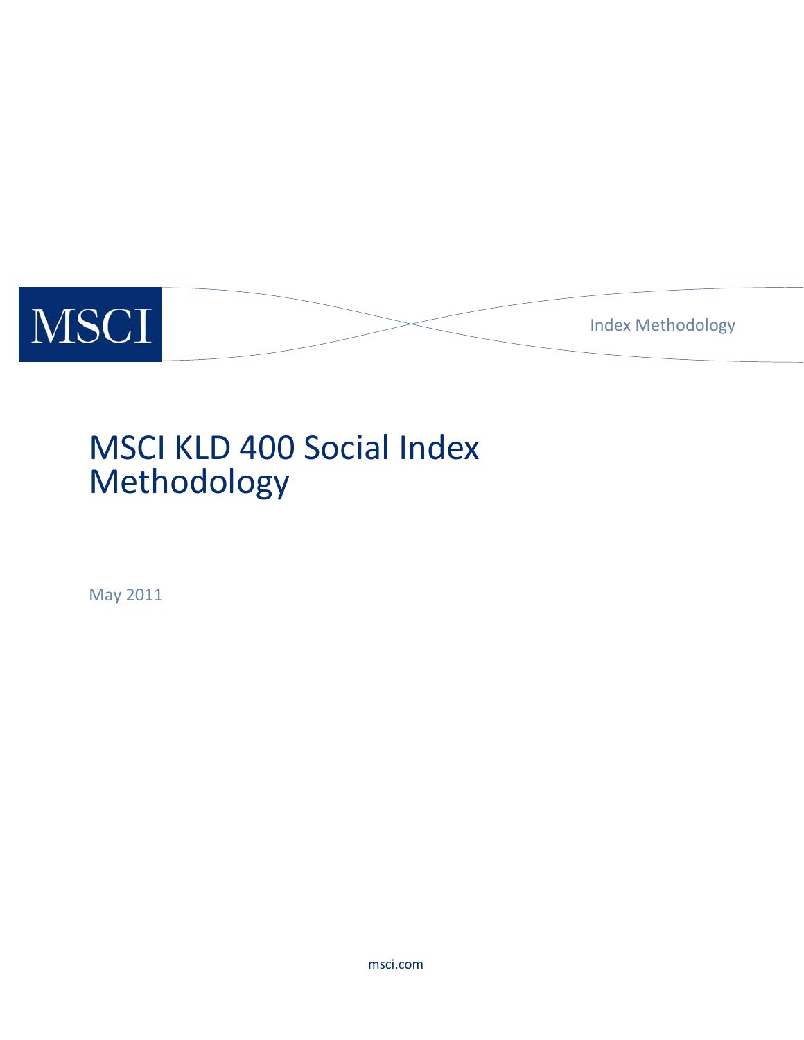MSCI

Index Methodology

# MSCI KLD 400 Social Index Methodology

May 2011

msci.com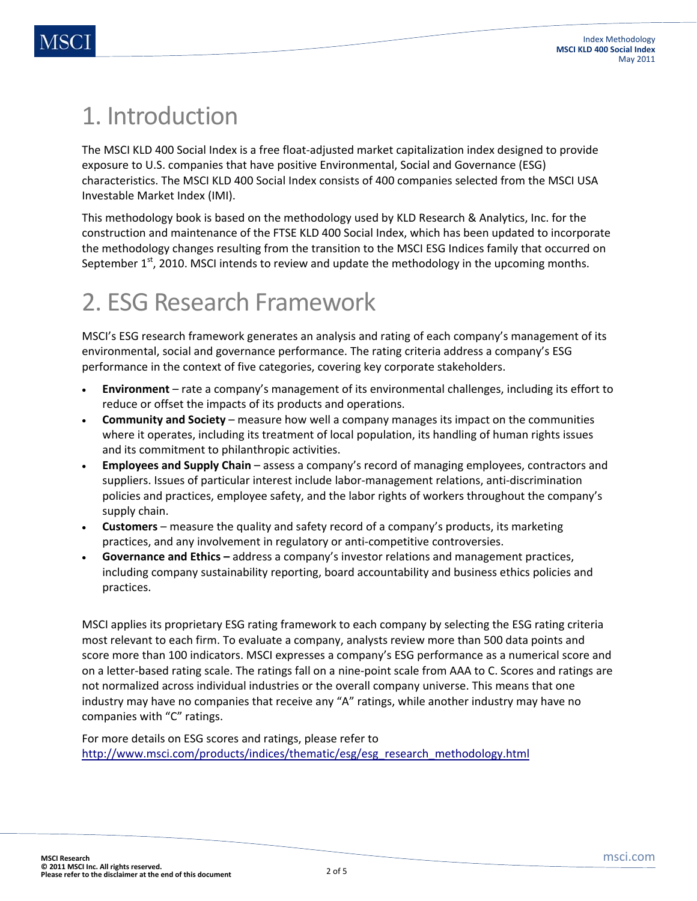# 1. Introduction

The MSCI KLD 400 Social Index is a free float-adjusted market capitalization index designed to provide exposure to U.S. companies that have positive Environmental, Social and Governance (ESG) characteristics. The MSCI KLD 400 Social Index consists of 400 companies selected from the MSCI USA Investable Market Index (IMI).

This methodology book is based on the methodology used by KLD Research & Analytics, Inc. for the construction and maintenance of the FTSE KLD 400 Social Index, which has been updated to incorporate the methodology changes resulting from the transition to the MSCI ESG Indices family that occurred on September 1st, 2010. MSCI intends to review and update the methodology in the upcoming months.

# 2. ESG Research Framework

MSCI's ESG research framework generates an analysis and rating of each company's management of its environmental, social and governance performance. The rating criteria address a company's ESG performance in the context of five categories, covering key corporate stakeholders.

- **Environment** – rate a company's management of its environmental challenges, including its effort to reduce or offset the impacts of its products and operations.
- **Community and Society** – measure how well a company manages its impact on the communities where it operates, including its treatment of local population, its handling of human rights issues and its commitment to philanthropic activities.
- **Employees and Supply Chain** – assess a company's record of managing employees, contractors and suppliers. Issues of particular interest include labor-management relations, anti-discrimination policies and practices, employee safety, and the labor rights of workers throughout the company's supply chain.
- **Customers** – measure the quality and safety record of a company's products, its marketing practices, and any involvement in regulatory or anti-competitive controversies.
- **Governance and Ethics –** address a company's investor relations and management practices, including company sustainability reporting, board accountability and business ethics policies and practices.

MSCI applies its proprietary ESG rating framework to each company by selecting the ESG rating criteria most relevant to each firm. To evaluate a company, analysts review more than 500 data points and score more than 100 indicators. MSCI expresses a company's ESG performance as a numerical score and on a letter-based rating scale. The ratings fall on a nine-point scale from AAA to C. Scores and ratings are not normalized across individual industries or the overall company universe. This means that one industry may have no companies that receive any "A" ratings, while another industry may have no companies with "C" ratings.

For more details on ESG scores and ratings, please refer to
http://www.msci.com/products/indices/thematic/esg/esg_research_methodology.html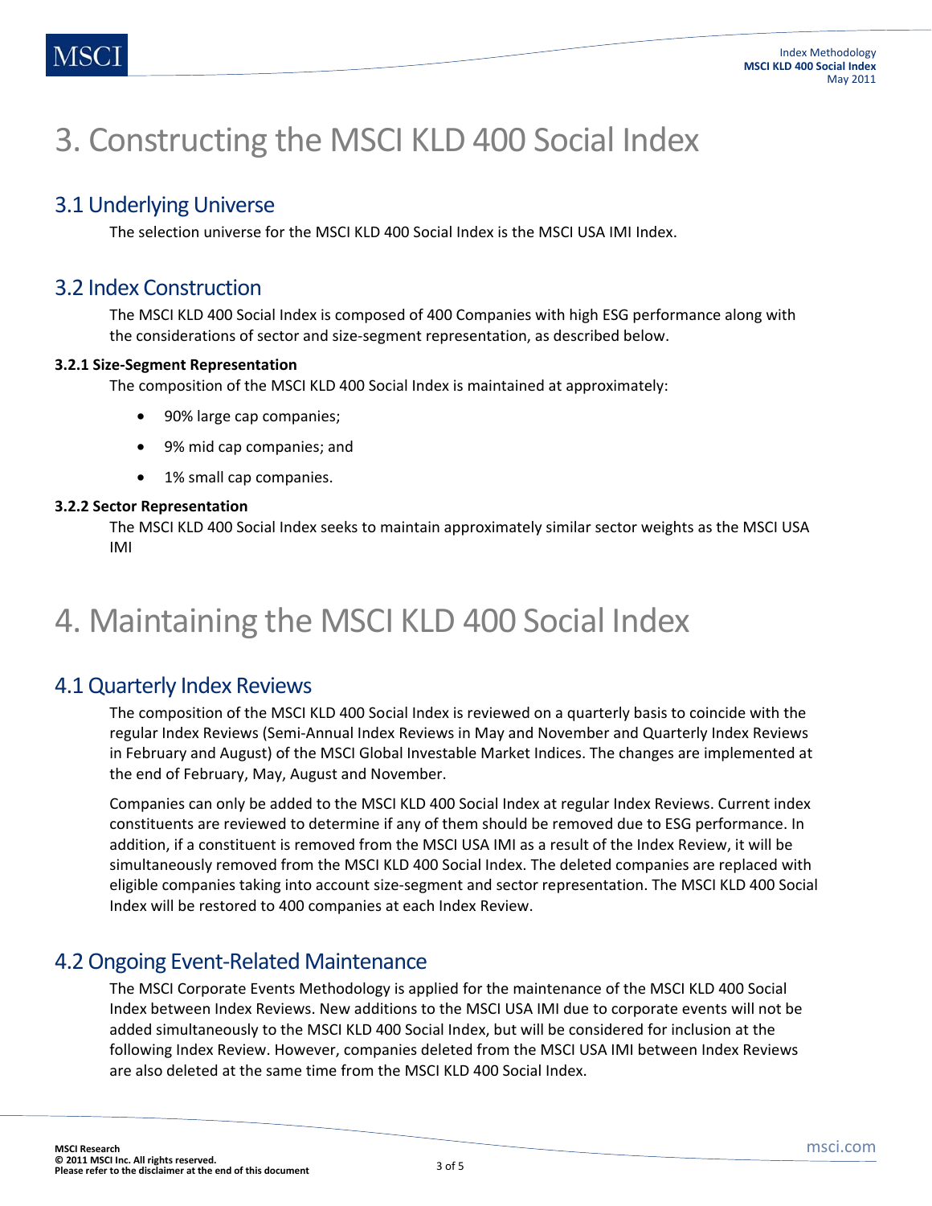# 3. Constructing the MSCI KLD 400 Social Index

## 3.1 Underlying Universe

The selection universe for the MSCI KLD 400 Social Index is the MSCI USA IMI Index.

## 3.2 Index Construction

The MSCI KLD 400 Social Index is composed of 400 Companies with high ESG performance along with the considerations of sector and size-segment representation, as described below.

**3.2.1 Size-Segment Representation**

The composition of the MSCI KLD 400 Social Index is maintained at approximately:

- 90% large cap companies;
- 9% mid cap companies; and
- 1% small cap companies.

**3.2.2 Sector Representation**

The MSCI KLD 400 Social Index seeks to maintain approximately similar sector weights as the MSCI USA IMI

# 4. Maintaining the MSCI KLD 400 Social Index

## 4.1 Quarterly Index Reviews

The composition of the MSCI KLD 400 Social Index is reviewed on a quarterly basis to coincide with the regular Index Reviews (Semi-Annual Index Reviews in May and November and Quarterly Index Reviews in February and August) of the MSCI Global Investable Market Indices. The changes are implemented at the end of February, May, August and November.

Companies can only be added to the MSCI KLD 400 Social Index at regular Index Reviews. Current index constituents are reviewed to determine if any of them should be removed due to ESG performance. In addition, if a constituent is removed from the MSCI USA IMI as a result of the Index Review, it will be simultaneously removed from the MSCI KLD 400 Social Index. The deleted companies are replaced with eligible companies taking into account size-segment and sector representation. The MSCI KLD 400 Social Index will be restored to 400 companies at each Index Review.

## 4.2 Ongoing Event-Related Maintenance

The MSCI Corporate Events Methodology is applied for the maintenance of the MSCI KLD 400 Social Index between Index Reviews. New additions to the MSCI USA IMI due to corporate events will not be added simultaneously to the MSCI KLD 400 Social Index, but will be considered for inclusion at the following Index Review. However, companies deleted from the MSCI USA IMI between Index Reviews are also deleted at the same time from the MSCI KLD 400 Social Index.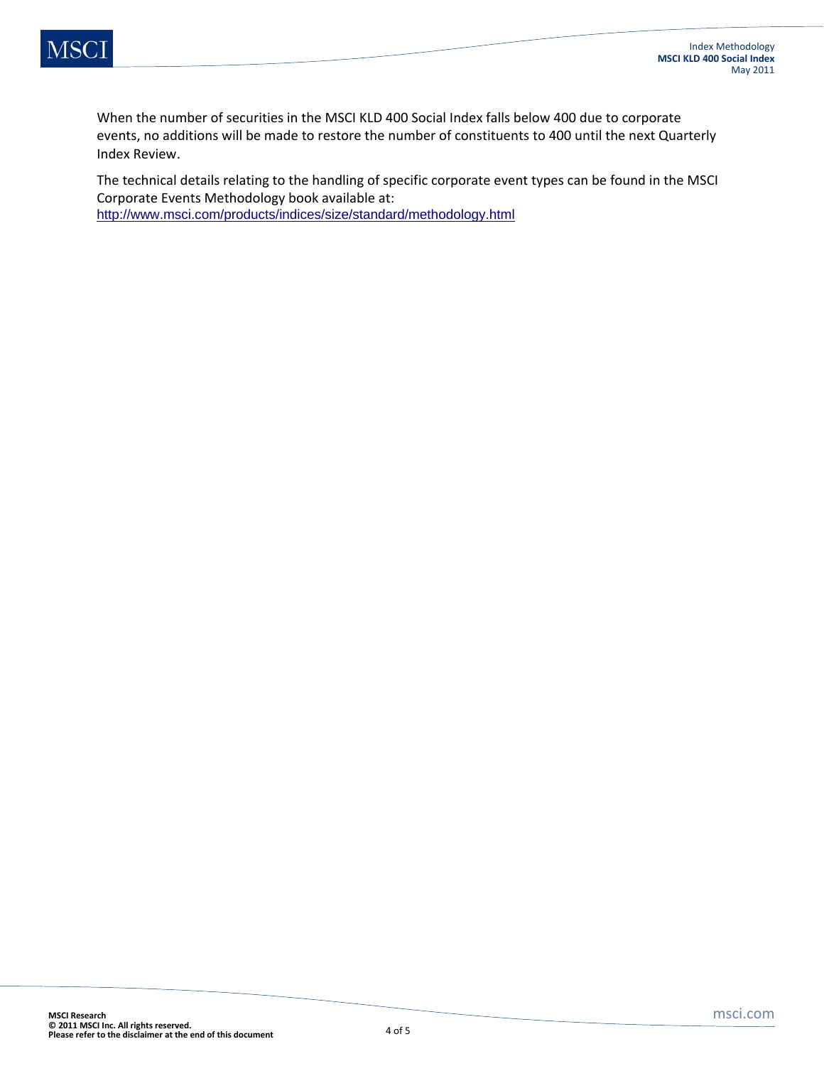When the number of securities in the MSCI KLD 400 Social Index falls below 400 due to corporate events, no additions will be made to restore the number of constituents to 400 until the next Quarterly Index Review.

The technical details relating to the handling of specific corporate event types can be found in the MSCI Corporate Events Methodology book available at:
http://www.msci.com/products/indices/size/standard/methodology.html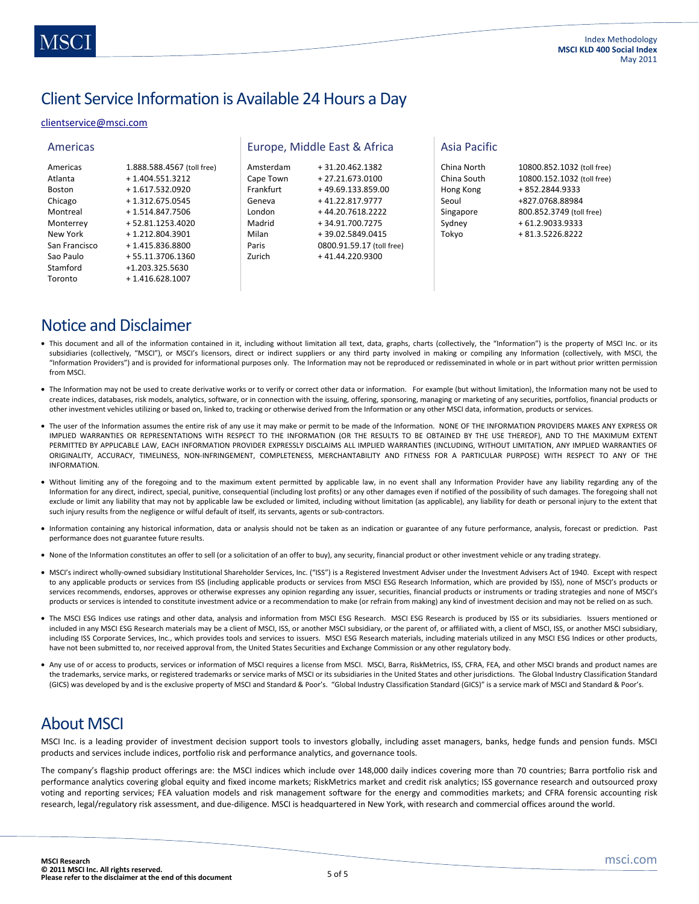# Client Service Information is Available 24 Hours a Day

clientservice@msci.com

## Americas

| | |
|---|---|
| Americas | 1.888.588.4567 (toll free) |
| Atlanta | + 1.404.551.3212 |
| Boston | + 1.617.532.0920 |
| Chicago | + 1.312.675.0545 |
| Montreal | + 1.514.847.7506 |
| Monterrey | + 52.81.1253.4020 |
| New York | + 1.212.804.3901 |
| San Francisco | + 1.415.836.8800 |
| Sao Paulo | + 55.11.3706.1360 |
| Stamford | +1.203.325.5630 |
| Toronto | + 1.416.628.1007 |

## Europe, Middle East & Africa

| | |
|---|---|
| Amsterdam | + 31.20.462.1382 |
| Cape Town | + 27.21.673.0100 |
| Frankfurt | + 49.69.133.859.00 |
| Geneva | + 41.22.817.9777 |
| London | + 44.20.7618.2222 |
| Madrid | + 34.91.700.7275 |
| Milan | + 39.02.5849.0415 |
| Paris | 0800.91.59.17 (toll free) |
| Zurich | + 41.44.220.9300 |

## Asia Pacific

| | |
|---|---|
| China North | 10800.852.1032 (toll free) |
| China South | 10800.152.1032 (toll free) |
| Hong Kong | + 852.2844.9333 |
| Seoul | +827.0768.88984 |
| Singapore | 800.852.3749 (toll free) |
| Sydney | + 61.2.9033.9333 |
| Tokyo | + 81.3.5226.8222 |

# Notice and Disclaimer

- This document and all of the information contained in it, including without limitation all text, data, graphs, charts (collectively, the "Information") is the property of MSCI Inc. or its subsidiaries (collectively, "MSCI"), or MSCI's licensors, direct or indirect suppliers or any third party involved in making or compiling any Information (collectively, with MSCI, the "Information Providers") and is provided for informational purposes only. The Information may not be reproduced or redisseminated in whole or in part without prior written permission from MSCI.
- The Information may not be used to create derivative works or to verify or correct other data or information. For example (but without limitation), the Information many not be used to create indices, databases, risk models, analytics, software, or in connection with the issuing, offering, sponsoring, managing or marketing of any securities, portfolios, financial products or other investment vehicles utilizing or based on, linked to, tracking or otherwise derived from the Information or any other MSCI data, information, products or services.
- The user of the Information assumes the entire risk of any use it may make or permit to be made of the Information. NONE OF THE INFORMATION PROVIDERS MAKES ANY EXPRESS OR IMPLIED WARRANTIES OR REPRESENTATIONS WITH RESPECT TO THE INFORMATION (OR THE RESULTS TO BE OBTAINED BY THE USE THEREOF), AND TO THE MAXIMUM EXTENT PERMITTED BY APPLICABLE LAW, EACH INFORMATION PROVIDER EXPRESSLY DISCLAIMS ALL IMPLIED WARRANTIES (INCLUDING, WITHOUT LIMITATION, ANY IMPLIED WARRANTIES OF ORIGINALITY, ACCURACY, TIMELINESS, NON-INFRINGEMENT, COMPLETENESS, MERCHANTABILITY AND FITNESS FOR A PARTICULAR PURPOSE) WITH RESPECT TO ANY OF THE INFORMATION.
- Without limiting any of the foregoing and to the maximum extent permitted by applicable law, in no event shall any Information Provider have any liability regarding any of the Information for any direct, indirect, special, punitive, consequential (including lost profits) or any other damages even if notified of the possibility of such damages. The foregoing shall not exclude or limit any liability that may not by applicable law be excluded or limited, including without limitation (as applicable), any liability for death or personal injury to the extent that such injury results from the negligence or wilful default of itself, its servants, agents or sub-contractors.
- Information containing any historical information, data or analysis should not be taken as an indication or guarantee of any future performance, analysis, forecast or prediction. Past performance does not guarantee future results.
- None of the Information constitutes an offer to sell (or a solicitation of an offer to buy), any security, financial product or other investment vehicle or any trading strategy.
- MSCI's indirect wholly-owned subsidiary Institutional Shareholder Services, Inc. ("ISS") is a Registered Investment Adviser under the Investment Advisers Act of 1940. Except with respect to any applicable products or services from ISS (including applicable products or services from MSCI ESG Research Information, which are provided by ISS), none of MSCI's products or services recommends, endorses, approves or otherwise expresses any opinion regarding any issuer, securities, financial products or instruments or trading strategies and none of MSCI's products or services is intended to constitute investment advice or a recommendation to make (or refrain from making) any kind of investment decision and may not be relied on as such.
- The MSCI ESG Indices use ratings and other data, analysis and information from MSCI ESG Research. MSCI ESG Research is produced by ISS or its subsidiaries. Issuers mentioned or included in any MSCI ESG Research materials may be a client of MSCI, ISS, or another MSCI subsidiary, or the parent of, or affiliated with, a client of MSCI, ISS, or another MSCI subsidiary, including ISS Corporate Services, Inc., which provides tools and services to issuers. MSCI ESG Research materials, including materials utilized in any MSCI ESG Indices or other products, have not been submitted to, nor received approval from, the United States Securities and Exchange Commission or any other regulatory body.
- Any use of or access to products, services or information of MSCI requires a license from MSCI. MSCI, Barra, RiskMetrics, ISS, CFRA, FEA, and other MSCI brands and product names are the trademarks, service marks, or registered trademarks or service marks of MSCI or its subsidiaries in the United States and other jurisdictions. The Global Industry Classification Standard (GICS) was developed by and is the exclusive property of MSCI and Standard & Poor's. "Global Industry Classification Standard (GICS)" is a service mark of MSCI and Standard & Poor's.

# About MSCI

MSCI Inc. is a leading provider of investment decision support tools to investors globally, including asset managers, banks, hedge funds and pension funds. MSCI products and services include indices, portfolio risk and performance analytics, and governance tools.

The company's flagship product offerings are: the MSCI indices which include over 148,000 daily indices covering more than 70 countries; Barra portfolio risk and performance analytics covering global equity and fixed income markets; RiskMetrics market and credit risk analytics; ISS governance research and outsourced proxy voting and reporting services; FEA valuation models and risk management software for the energy and commodities markets; and CFRA forensic accounting risk research, legal/regulatory risk assessment, and due-diligence. MSCI is headquartered in New York, with research and commercial offices around the world.